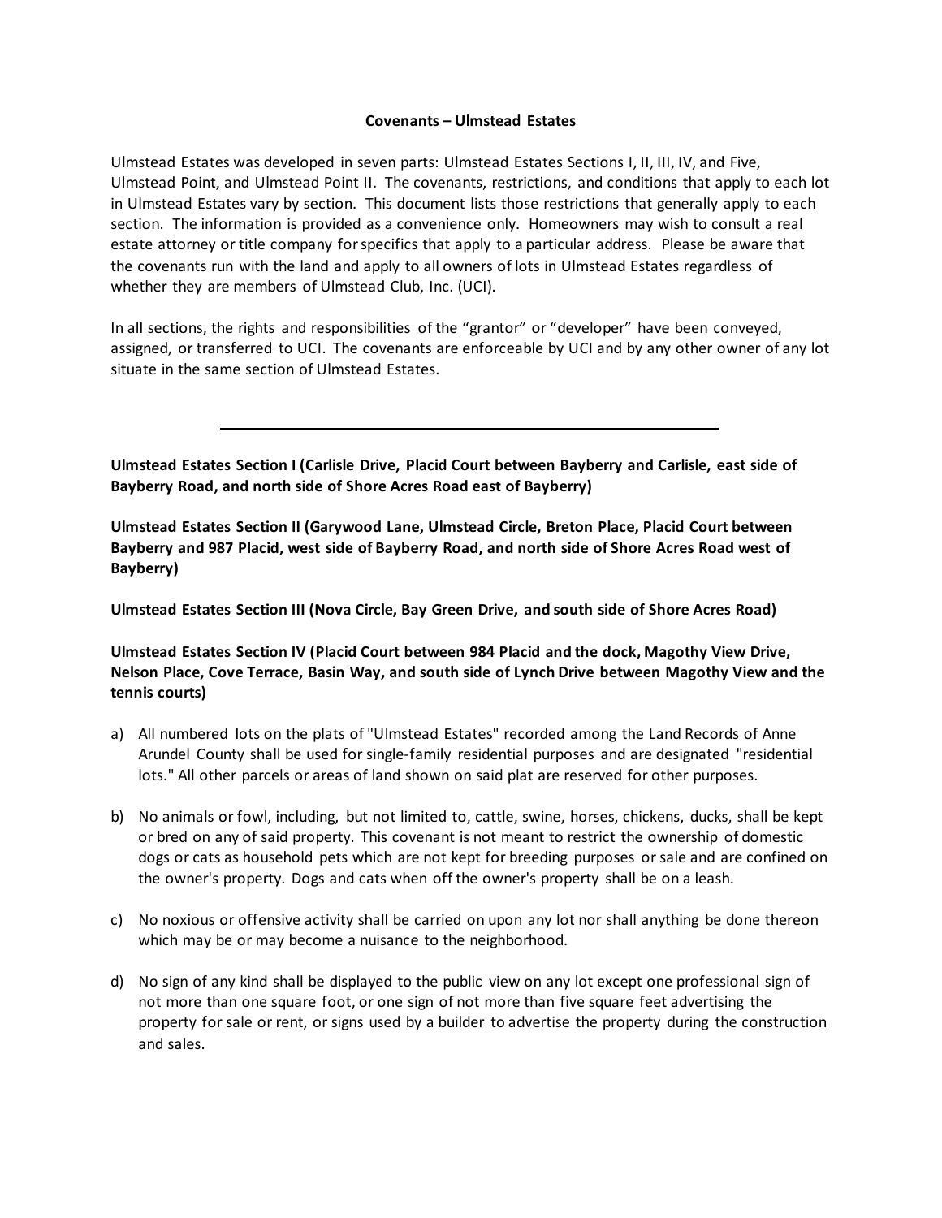# Covenants – Ulmstead Estates

Ulmstead Estates was developed in seven parts: Ulmstead Estates Sections I, II, III, IV, and Five, Ulmstead Point, and Ulmstead Point II. The covenants, restrictions, and conditions that apply to each lot in Ulmstead Estates vary by section. This document lists those restrictions that generally apply to each section. The information is provided as a convenience only. Homeowners may wish to consult a real estate attorney or title company for specifics that apply to a particular address. Please be aware that the covenants run with the land and apply to all owners of lots in Ulmstead Estates regardless of whether they are members of Ulmstead Club, Inc. (UCI).

In all sections, the rights and responsibilities of the "grantor" or "developer" have been conveyed, assigned, or transferred to UCI. The covenants are enforceable by UCI and by any other owner of any lot situate in the same section of Ulmstead Estates.

---

**Ulmstead Estates Section I (Carlisle Drive, Placid Court between Bayberry and Carlisle, east side of Bayberry Road, and north side of Shore Acres Road east of Bayberry)**

**Ulmstead Estates Section II (Garywood Lane, Ulmstead Circle, Breton Place, Placid Court between Bayberry and 987 Placid, west side of Bayberry Road, and north side of Shore Acres Road west of Bayberry)**

**Ulmstead Estates Section III (Nova Circle, Bay Green Drive, and south side of Shore Acres Road)**

**Ulmstead Estates Section IV (Placid Court between 984 Placid and the dock, Magothy View Drive, Nelson Place, Cove Terrace, Basin Way, and south side of Lynch Drive between Magothy View and the tennis courts)**

a) All numbered lots on the plats of "Ulmstead Estates" recorded among the Land Records of Anne Arundel County shall be used for single-family residential purposes and are designated "residential lots." All other parcels or areas of land shown on said plat are reserved for other purposes.

b) No animals or fowl, including, but not limited to, cattle, swine, horses, chickens, ducks, shall be kept or bred on any of said property. This covenant is not meant to restrict the ownership of domestic dogs or cats as household pets which are not kept for breeding purposes or sale and are confined on the owner's property. Dogs and cats when off the owner's property shall be on a leash.

c) No noxious or offensive activity shall be carried on upon any lot nor shall anything be done thereon which may be or may become a nuisance to the neighborhood.

d) No sign of any kind shall be displayed to the public view on any lot except one professional sign of not more than one square foot, or one sign of not more than five square feet advertising the property for sale or rent, or signs used by a builder to advertise the property during the construction and sales.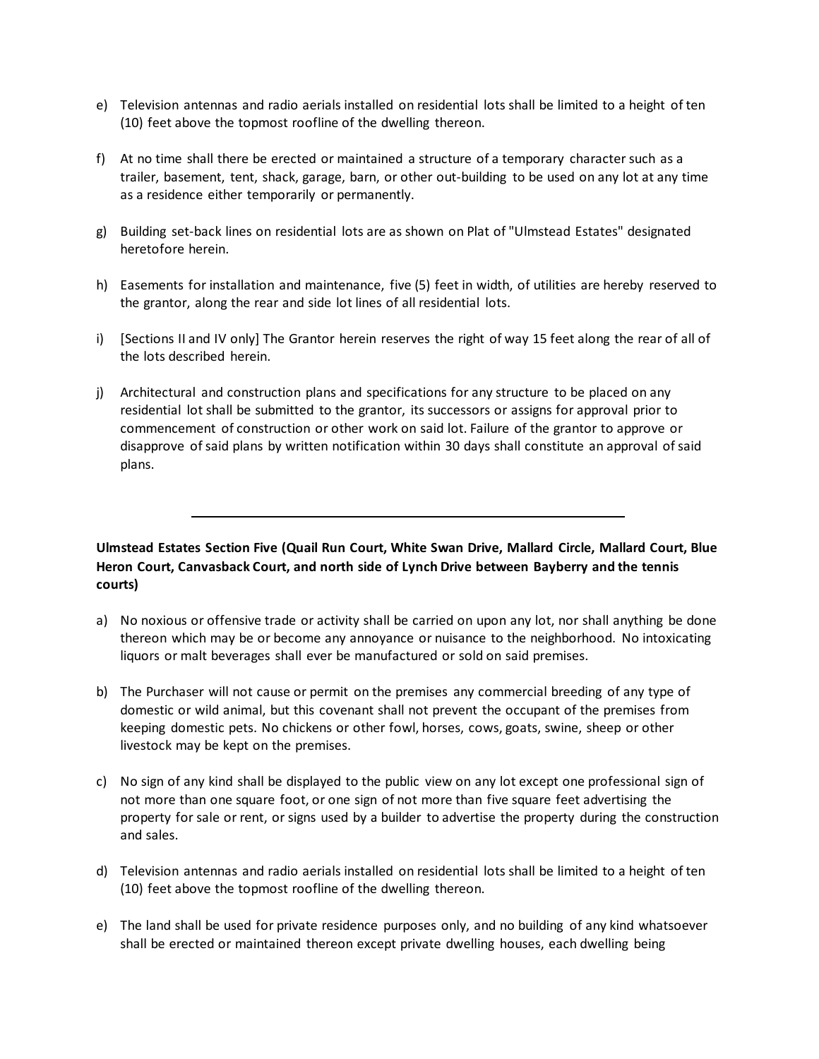e) Television antennas and radio aerials installed on residential lots shall be limited to a height of ten (10) feet above the topmost roofline of the dwelling thereon.

f) At no time shall there be erected or maintained a structure of a temporary character such as a trailer, basement, tent, shack, garage, barn, or other out-building to be used on any lot at any time as a residence either temporarily or permanently.

g) Building set-back lines on residential lots are as shown on Plat of "Ulmstead Estates" designated heretofore herein.

h) Easements for installation and maintenance, five (5) feet in width, of utilities are hereby reserved to the grantor, along the rear and side lot lines of all residential lots.

i) [Sections II and IV only] The Grantor herein reserves the right of way 15 feet along the rear of all of the lots described herein.

j) Architectural and construction plans and specifications for any structure to be placed on any residential lot shall be submitted to the grantor, its successors or assigns for approval prior to commencement of construction or other work on said lot. Failure of the grantor to approve or disapprove of said plans by written notification within 30 days shall constitute an approval of said plans.

---

**Ulmstead Estates Section Five (Quail Run Court, White Swan Drive, Mallard Circle, Mallard Court, Blue Heron Court, Canvasback Court, and north side of Lynch Drive between Bayberry and the tennis courts)**

a) No noxious or offensive trade or activity shall be carried on upon any lot, nor shall anything be done thereon which may be or become any annoyance or nuisance to the neighborhood. No intoxicating liquors or malt beverages shall ever be manufactured or sold on said premises.

b) The Purchaser will not cause or permit on the premises any commercial breeding of any type of domestic or wild animal, but this covenant shall not prevent the occupant of the premises from keeping domestic pets. No chickens or other fowl, horses, cows, goats, swine, sheep or other livestock may be kept on the premises.

c) No sign of any kind shall be displayed to the public view on any lot except one professional sign of not more than one square foot, or one sign of not more than five square feet advertising the property for sale or rent, or signs used by a builder to advertise the property during the construction and sales.

d) Television antennas and radio aerials installed on residential lots shall be limited to a height of ten (10) feet above the topmost roofline of the dwelling thereon.

e) The land shall be used for private residence purposes only, and no building of any kind whatsoever shall be erected or maintained thereon except private dwelling houses, each dwelling being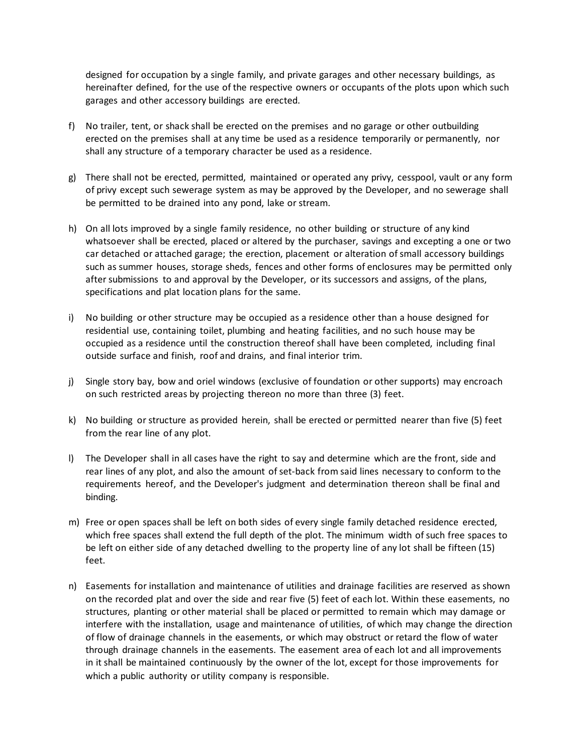designed for occupation by a single family, and private garages and other necessary buildings, as hereinafter defined, for the use of the respective owners or occupants of the plots upon which such garages and other accessory buildings are erected.

f) No trailer, tent, or shack shall be erected on the premises and no garage or other outbuilding erected on the premises shall at any time be used as a residence temporarily or permanently, nor shall any structure of a temporary character be used as a residence.

g) There shall not be erected, permitted, maintained or operated any privy, cesspool, vault or any form of privy except such sewerage system as may be approved by the Developer, and no sewerage shall be permitted to be drained into any pond, lake or stream.

h) On all lots improved by a single family residence, no other building or structure of any kind whatsoever shall be erected, placed or altered by the purchaser, savings and excepting a one or two car detached or attached garage; the erection, placement or alteration of small accessory buildings such as summer houses, storage sheds, fences and other forms of enclosures may be permitted only after submissions to and approval by the Developer, or its successors and assigns, of the plans, specifications and plat location plans for the same.

i) No building or other structure may be occupied as a residence other than a house designed for residential use, containing toilet, plumbing and heating facilities, and no such house may be occupied as a residence until the construction thereof shall have been completed, including final outside surface and finish, roof and drains, and final interior trim.

j) Single story bay, bow and oriel windows (exclusive of foundation or other supports) may encroach on such restricted areas by projecting thereon no more than three (3) feet.

k) No building or structure as provided herein, shall be erected or permitted nearer than five (5) feet from the rear line of any plot.

l) The Developer shall in all cases have the right to say and determine which are the front, side and rear lines of any plot, and also the amount of set-back from said lines necessary to conform to the requirements hereof, and the Developer's judgment and determination thereon shall be final and binding.

m) Free or open spaces shall be left on both sides of every single family detached residence erected, which free spaces shall extend the full depth of the plot. The minimum width of such free spaces to be left on either side of any detached dwelling to the property line of any lot shall be fifteen (15) feet.

n) Easements for installation and maintenance of utilities and drainage facilities are reserved as shown on the recorded plat and over the side and rear five (5) feet of each lot. Within these easements, no structures, planting or other material shall be placed or permitted to remain which may damage or interfere with the installation, usage and maintenance of utilities, of which may change the direction of flow of drainage channels in the easements, or which may obstruct or retard the flow of water through drainage channels in the easements. The easement area of each lot and all improvements in it shall be maintained continuously by the owner of the lot, except for those improvements for which a public authority or utility company is responsible.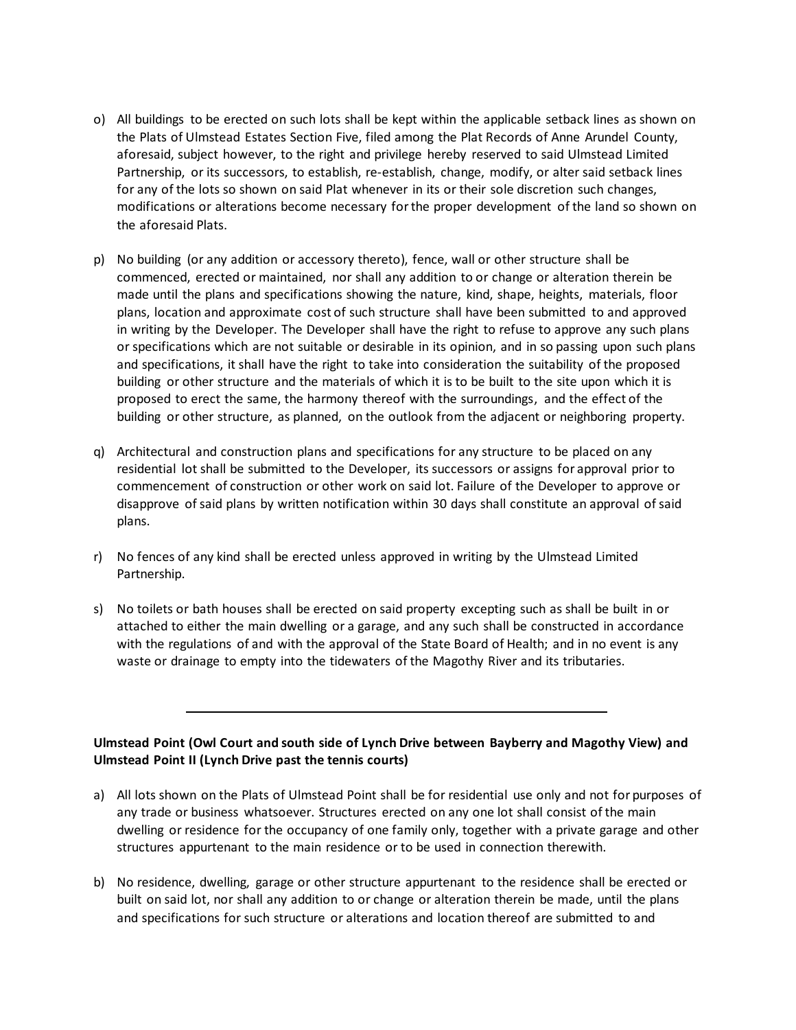o) All buildings to be erected on such lots shall be kept within the applicable setback lines as shown on the Plats of Ulmstead Estates Section Five, filed among the Plat Records of Anne Arundel County, aforesaid, subject however, to the right and privilege hereby reserved to said Ulmstead Limited Partnership, or its successors, to establish, re-establish, change, modify, or alter said setback lines for any of the lots so shown on said Plat whenever in its or their sole discretion such changes, modifications or alterations become necessary for the proper development of the land so shown on the aforesaid Plats.

p) No building (or any addition or accessory thereto), fence, wall or other structure shall be commenced, erected or maintained, nor shall any addition to or change or alteration therein be made until the plans and specifications showing the nature, kind, shape, heights, materials, floor plans, location and approximate cost of such structure shall have been submitted to and approved in writing by the Developer. The Developer shall have the right to refuse to approve any such plans or specifications which are not suitable or desirable in its opinion, and in so passing upon such plans and specifications, it shall have the right to take into consideration the suitability of the proposed building or other structure and the materials of which it is to be built to the site upon which it is proposed to erect the same, the harmony thereof with the surroundings, and the effect of the building or other structure, as planned, on the outlook from the adjacent or neighboring property.

q) Architectural and construction plans and specifications for any structure to be placed on any residential lot shall be submitted to the Developer, its successors or assigns for approval prior to commencement of construction or other work on said lot. Failure of the Developer to approve or disapprove of said plans by written notification within 30 days shall constitute an approval of said plans.

r) No fences of any kind shall be erected unless approved in writing by the Ulmstead Limited Partnership.

s) No toilets or bath houses shall be erected on said property excepting such as shall be built in or attached to either the main dwelling or a garage, and any such shall be constructed in accordance with the regulations of and with the approval of the State Board of Health; and in no event is any waste or drainage to empty into the tidewaters of the Magothy River and its tributaries.

---

**Ulmstead Point (Owl Court and south side of Lynch Drive between Bayberry and Magothy View) and Ulmstead Point II (Lynch Drive past the tennis courts)**

a) All lots shown on the Plats of Ulmstead Point shall be for residential use only and not for purposes of any trade or business whatsoever. Structures erected on any one lot shall consist of the main dwelling or residence for the occupancy of one family only, together with a private garage and other structures appurtenant to the main residence or to be used in connection therewith.

b) No residence, dwelling, garage or other structure appurtenant to the residence shall be erected or built on said lot, nor shall any addition to or change or alteration therein be made, until the plans and specifications for such structure or alterations and location thereof are submitted to and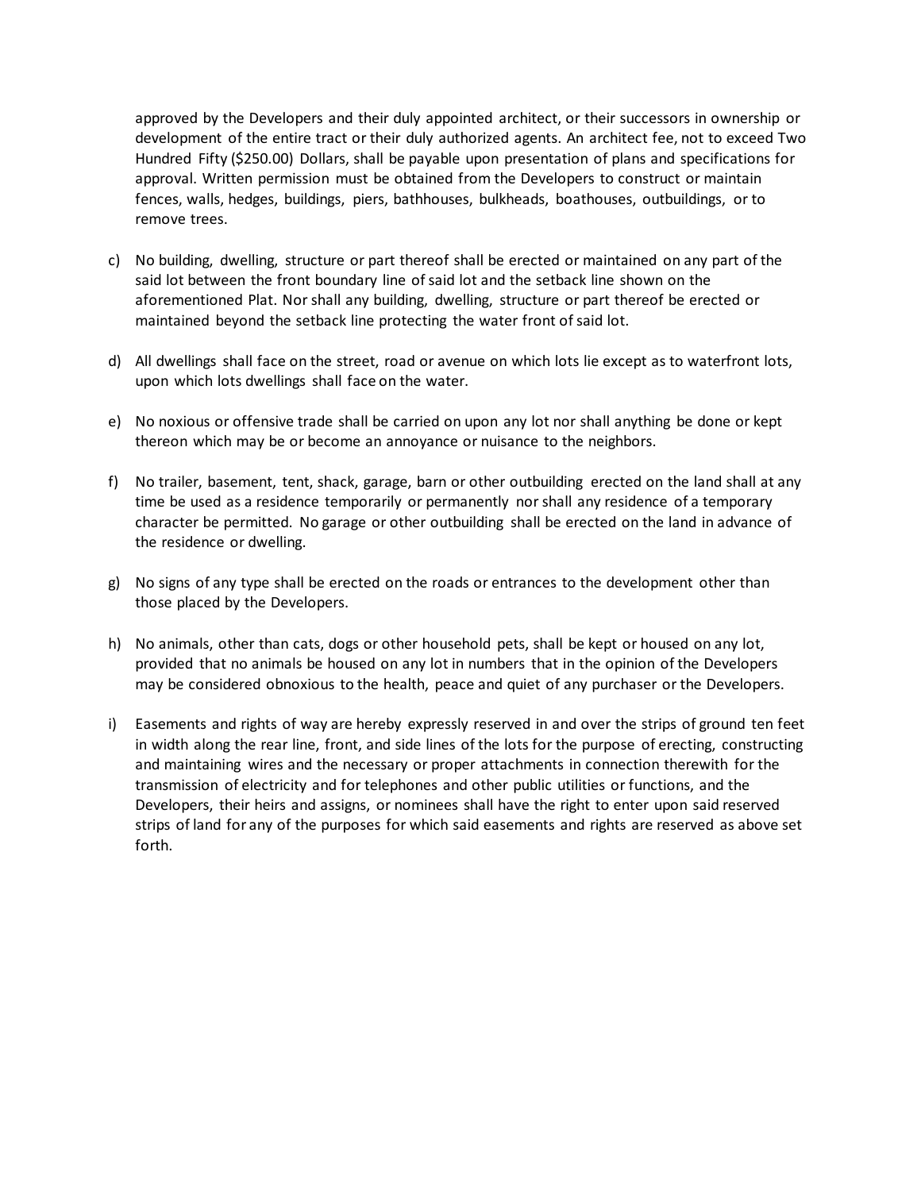approved by the Developers and their duly appointed architect, or their successors in ownership or development of the entire tract or their duly authorized agents. An architect fee, not to exceed Two Hundred Fifty ($250.00) Dollars, shall be payable upon presentation of plans and specifications for approval. Written permission must be obtained from the Developers to construct or maintain fences, walls, hedges, buildings, piers, bathhouses, bulkheads, boathouses, outbuildings, or to remove trees.

c) No building, dwelling, structure or part thereof shall be erected or maintained on any part of the said lot between the front boundary line of said lot and the setback line shown on the aforementioned Plat. Nor shall any building, dwelling, structure or part thereof be erected or maintained beyond the setback line protecting the water front of said lot.

d) All dwellings shall face on the street, road or avenue on which lots lie except as to waterfront lots, upon which lots dwellings shall face on the water.

e) No noxious or offensive trade shall be carried on upon any lot nor shall anything be done or kept thereon which may be or become an annoyance or nuisance to the neighbors.

f) No trailer, basement, tent, shack, garage, barn or other outbuilding erected on the land shall at any time be used as a residence temporarily or permanently nor shall any residence of a temporary character be permitted. No garage or other outbuilding shall be erected on the land in advance of the residence or dwelling.

g) No signs of any type shall be erected on the roads or entrances to the development other than those placed by the Developers.

h) No animals, other than cats, dogs or other household pets, shall be kept or housed on any lot, provided that no animals be housed on any lot in numbers that in the opinion of the Developers may be considered obnoxious to the health, peace and quiet of any purchaser or the Developers.

i) Easements and rights of way are hereby expressly reserved in and over the strips of ground ten feet in width along the rear line, front, and side lines of the lots for the purpose of erecting, constructing and maintaining wires and the necessary or proper attachments in connection therewith for the transmission of electricity and for telephones and other public utilities or functions, and the Developers, their heirs and assigns, or nominees shall have the right to enter upon said reserved strips of land for any of the purposes for which said easements and rights are reserved as above set forth.